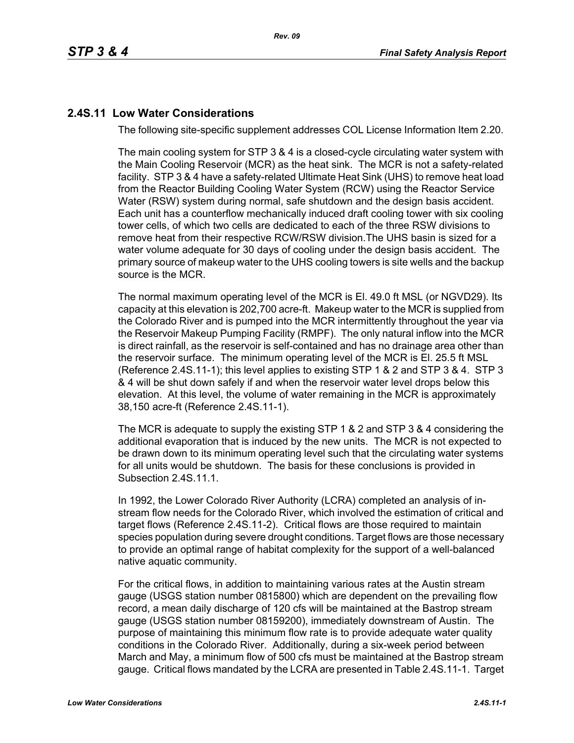## 2.4S.11 Low Water Considerations

The following site-specific supplement addresses COL License Information Item 2.20.

The main cooling system for STP 3 & 4 is a closed-cycle circulating water system with the Main Cooling Reservoir (MCR) as the heat sink. The MCR is not a safety-related facility. STP 3 & 4 have a safety-related Ultimate Heat Sink (UHS) to remove heat load from the Reactor Building Cooling Water System (RCW) using the Reactor Service Water (RSW) system during normal, safe shutdown and the design basis accident. Each unit has a counterflow mechanically induced draft cooling tower with six cooling tower cells, of which two cells are dedicated to each of the three RSW divisions to remove heat from their respective RCW/RSW division.The UHS basin is sized for a water volume adequate for 30 days of cooling under the design basis accident. The primary source of makeup water to the UHS cooling towers is site wells and the backup source is the MCR.

The normal maximum operating level of the MCR is El. 49.0 ft MSL (or NGVD29). Its capacity at this elevation is 202,700 acre-ft. Makeup water to the MCR is supplied from the Colorado River and is pumped into the MCR intermittently throughout the year via the Reservoir Makeup Pumping Facility (RMPF). The only natural inflow into the MCR is direct rainfall, as the reservoir is self-contained and has no drainage area other than the reservoir surface. The minimum operating level of the MCR is El. 25.5 ft MSL (Reference 2.4S.11-1); this level applies to existing STP 1 & 2 and STP 3 & 4. STP 3 & 4 will be shut down safely if and when the reservoir water level drops below this elevation. At this level, the volume of water remaining in the MCR is approximately 38,150 acre-ft (Reference 2.4S.11-1).

The MCR is adequate to supply the existing STP 1 & 2 and STP 3 & 4 considering the additional evaporation that is induced by the new units. The MCR is not expected to be drawn down to its minimum operating level such that the circulating water systems for all units would be shutdown. The basis for these conclusions is provided in Subsection 2.4S.11.1.

In 1992, the Lower Colorado River Authority (LCRA) completed an analysis of in-stream flow needs for the Colorado River, which involved the estimation of critical and target flows (Reference 2.4S.11-2). Critical flows are those required to maintain species population during severe drought conditions. Target flows are those necessary to provide an optimal range of habitat complexity for the support of a well-balanced native aquatic community.

For the critical flows, in addition to maintaining various rates at the Austin stream gauge (USGS station number 0815800) which are dependent on the prevailing flow record, a mean daily discharge of 120 cfs will be maintained at the Bastrop stream gauge (USGS station number 08159200), immediately downstream of Austin. The purpose of maintaining this minimum flow rate is to provide adequate water quality conditions in the Colorado River. Additionally, during a six-week period between March and May, a minimum flow of 500 cfs must be maintained at the Bastrop stream gauge. Critical flows mandated by the LCRA are presented in Table 2.4S.11-1. Target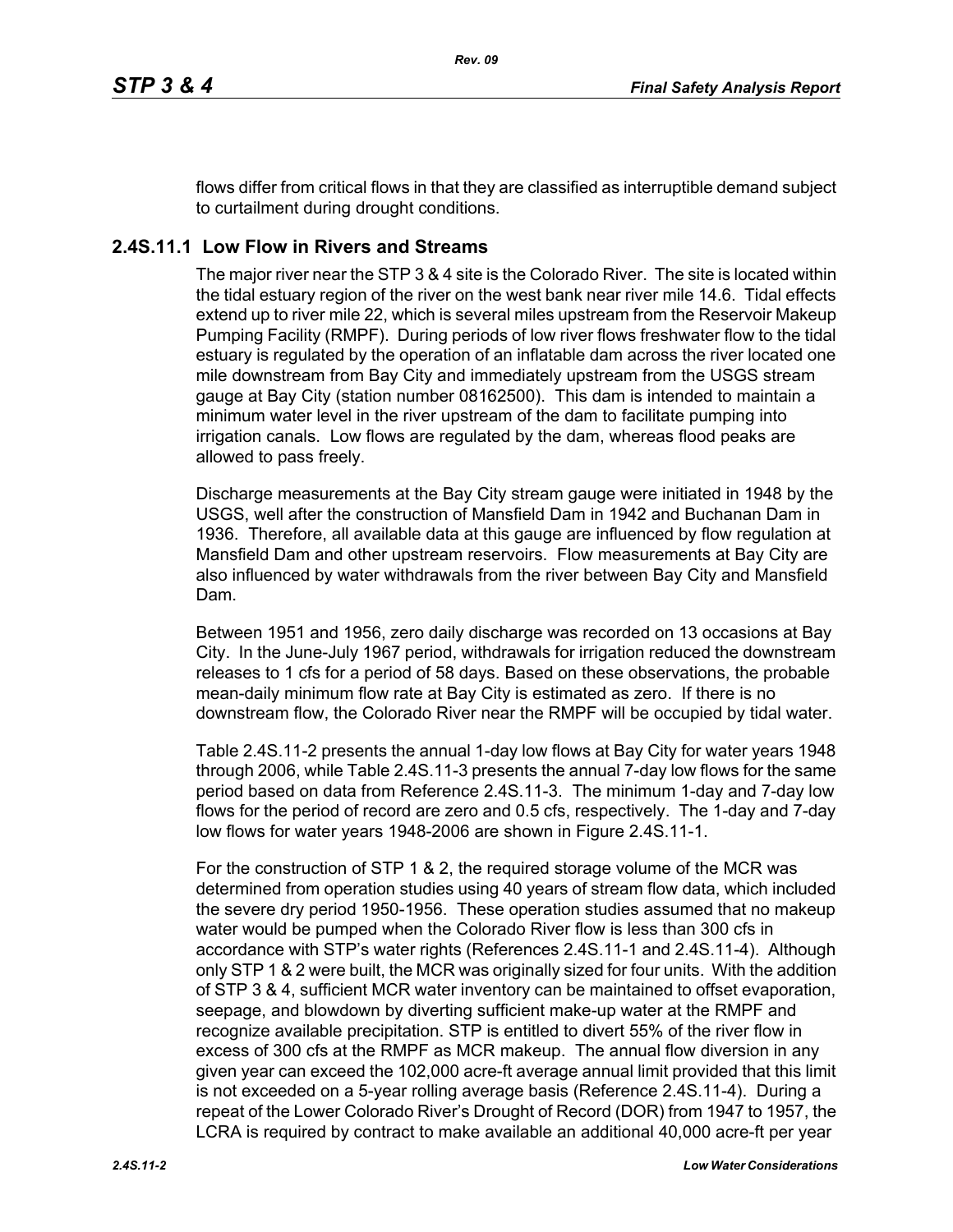flows differ from critical flows in that they are classified as interruptible demand subject to curtailment during drought conditions.

## 2.4S.11.1 Low Flow in Rivers and Streams

The major river near the STP 3 & 4 site is the Colorado River. The site is located within the tidal estuary region of the river on the west bank near river mile 14.6. Tidal effects extend up to river mile 22, which is several miles upstream from the Reservoir Makeup Pumping Facility (RMPF). During periods of low river flows freshwater flow to the tidal estuary is regulated by the operation of an inflatable dam across the river located one mile downstream from Bay City and immediately upstream from the USGS stream gauge at Bay City (station number 08162500). This dam is intended to maintain a minimum water level in the river upstream of the dam to facilitate pumping into irrigation canals. Low flows are regulated by the dam, whereas flood peaks are allowed to pass freely.

Discharge measurements at the Bay City stream gauge were initiated in 1948 by the USGS, well after the construction of Mansfield Dam in 1942 and Buchanan Dam in 1936. Therefore, all available data at this gauge are influenced by flow regulation at Mansfield Dam and other upstream reservoirs. Flow measurements at Bay City are also influenced by water withdrawals from the river between Bay City and Mansfield Dam.

Between 1951 and 1956, zero daily discharge was recorded on 13 occasions at Bay City. In the June-July 1967 period, withdrawals for irrigation reduced the downstream releases to 1 cfs for a period of 58 days. Based on these observations, the probable mean-daily minimum flow rate at Bay City is estimated as zero. If there is no downstream flow, the Colorado River near the RMPF will be occupied by tidal water.

Table 2.4S.11-2 presents the annual 1-day low flows at Bay City for water years 1948 through 2006, while Table 2.4S.11-3 presents the annual 7-day low flows for the same period based on data from Reference 2.4S.11-3. The minimum 1-day and 7-day low flows for the period of record are zero and 0.5 cfs, respectively. The 1-day and 7-day low flows for water years 1948-2006 are shown in Figure 2.4S.11-1.

For the construction of STP 1 & 2, the required storage volume of the MCR was determined from operation studies using 40 years of stream flow data, which included the severe dry period 1950-1956. These operation studies assumed that no makeup water would be pumped when the Colorado River flow is less than 300 cfs in accordance with STP's water rights (References 2.4S.11-1 and 2.4S.11-4). Although only STP 1 & 2 were built, the MCR was originally sized for four units. With the addition of STP 3 & 4, sufficient MCR water inventory can be maintained to offset evaporation, seepage, and blowdown by diverting sufficient make-up water at the RMPF and recognize available precipitation. STP is entitled to divert 55% of the river flow in excess of 300 cfs at the RMPF as MCR makeup. The annual flow diversion in any given year can exceed the 102,000 acre-ft average annual limit provided that this limit is not exceeded on a 5-year rolling average basis (Reference 2.4S.11-4). During a repeat of the Lower Colorado River's Drought of Record (DOR) from 1947 to 1957, the LCRA is required by contract to make available an additional 40,000 acre-ft per year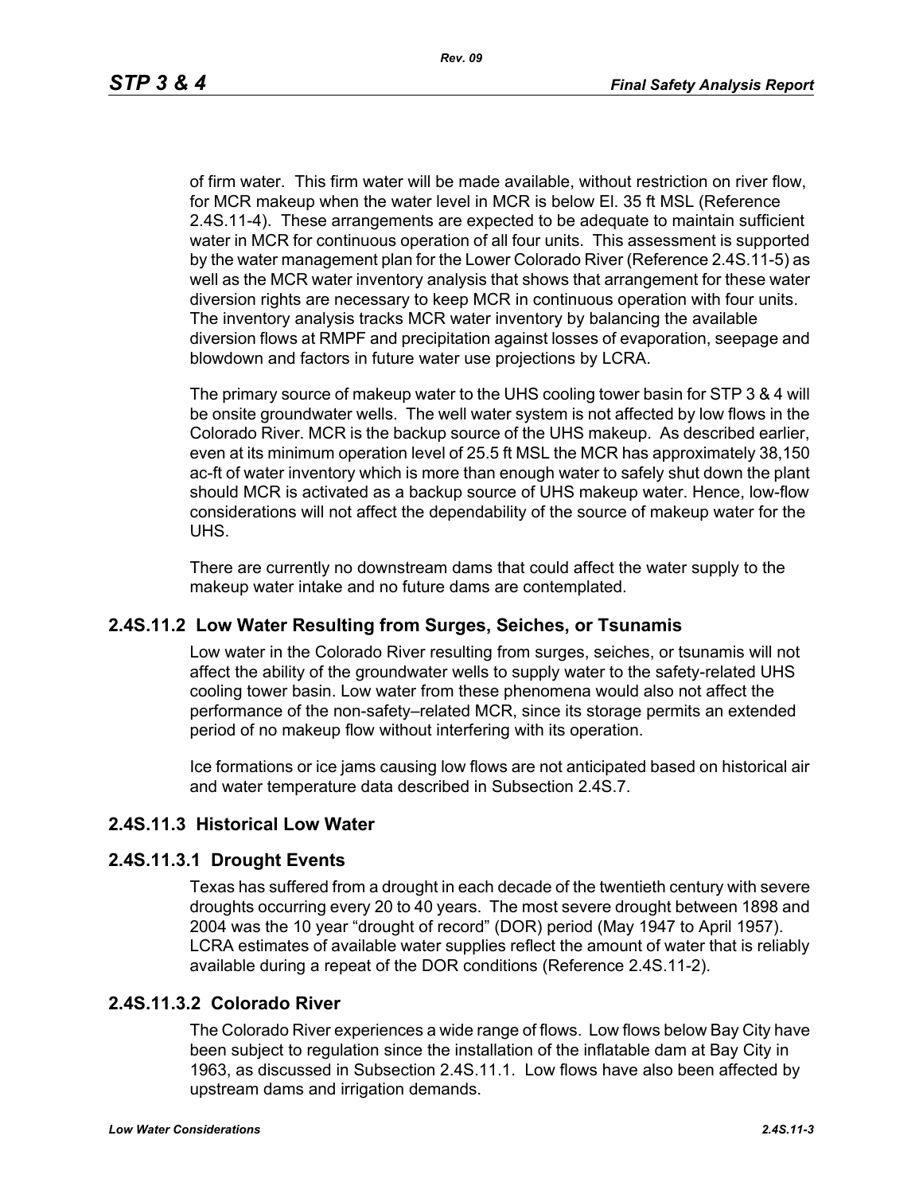of firm water. This firm water will be made available, without restriction on river flow, for MCR makeup when the water level in MCR is below El. 35 ft MSL (Reference 2.4S.11-4). These arrangements are expected to be adequate to maintain sufficient water in MCR for continuous operation of all four units. This assessment is supported by the water management plan for the Lower Colorado River (Reference 2.4S.11-5) as well as the MCR water inventory analysis that shows that arrangement for these water diversion rights are necessary to keep MCR in continuous operation with four units. The inventory analysis tracks MCR water inventory by balancing the available diversion flows at RMPF and precipitation against losses of evaporation, seepage and blowdown and factors in future water use projections by LCRA.

The primary source of makeup water to the UHS cooling tower basin for STP 3 & 4 will be onsite groundwater wells. The well water system is not affected by low flows in the Colorado River. MCR is the backup source of the UHS makeup. As described earlier, even at its minimum operation level of 25.5 ft MSL the MCR has approximately 38,150 ac-ft of water inventory which is more than enough water to safely shut down the plant should MCR is activated as a backup source of UHS makeup water. Hence, low-flow considerations will not affect the dependability of the source of makeup water for the UHS.

There are currently no downstream dams that could affect the water supply to the makeup water intake and no future dams are contemplated.

## 2.4S.11.2 Low Water Resulting from Surges, Seiches, or Tsunamis

Low water in the Colorado River resulting from surges, seiches, or tsunamis will not affect the ability of the groundwater wells to supply water to the safety-related UHS cooling tower basin. Low water from these phenomena would also not affect the performance of the non-safety–related MCR, since its storage permits an extended period of no makeup flow without interfering with its operation.

Ice formations or ice jams causing low flows are not anticipated based on historical air and water temperature data described in Subsection 2.4S.7.

## 2.4S.11.3 Historical Low Water

### 2.4S.11.3.1 Drought Events

Texas has suffered from a drought in each decade of the twentieth century with severe droughts occurring every 20 to 40 years. The most severe drought between 1898 and 2004 was the 10 year "drought of record" (DOR) period (May 1947 to April 1957). LCRA estimates of available water supplies reflect the amount of water that is reliably available during a repeat of the DOR conditions (Reference 2.4S.11-2).

### 2.4S.11.3.2 Colorado River

The Colorado River experiences a wide range of flows. Low flows below Bay City have been subject to regulation since the installation of the inflatable dam at Bay City in 1963, as discussed in Subsection 2.4S.11.1. Low flows have also been affected by upstream dams and irrigation demands.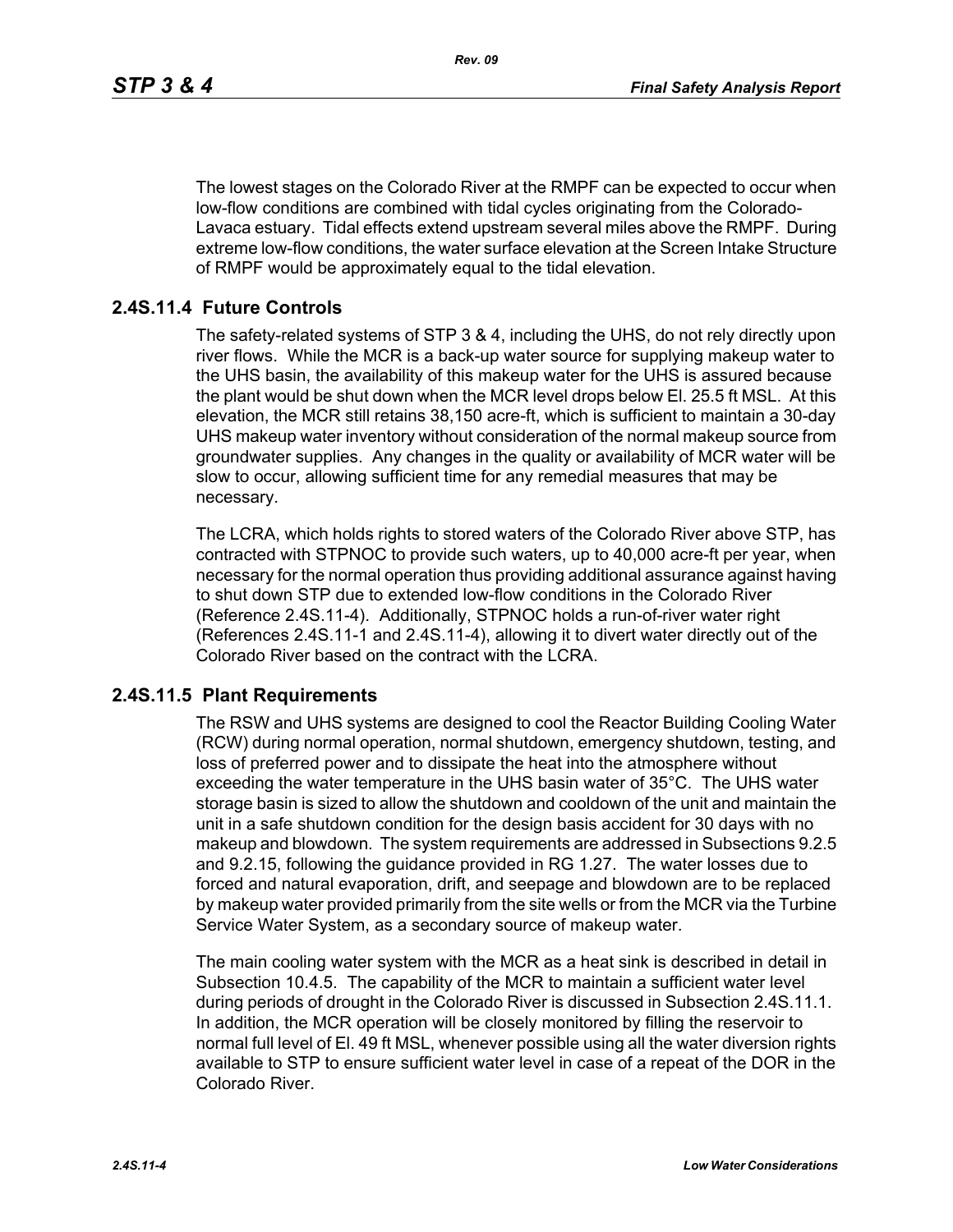The lowest stages on the Colorado River at the RMPF can be expected to occur when low-flow conditions are combined with tidal cycles originating from the Colorado-Lavaca estuary. Tidal effects extend upstream several miles above the RMPF. During extreme low-flow conditions, the water surface elevation at the Screen Intake Structure of RMPF would be approximately equal to the tidal elevation.

## 2.4S.11.4 Future Controls

The safety-related systems of STP 3 & 4, including the UHS, do not rely directly upon river flows. While the MCR is a back-up water source for supplying makeup water to the UHS basin, the availability of this makeup water for the UHS is assured because the plant would be shut down when the MCR level drops below El. 25.5 ft MSL. At this elevation, the MCR still retains 38,150 acre-ft, which is sufficient to maintain a 30-day UHS makeup water inventory without consideration of the normal makeup source from groundwater supplies. Any changes in the quality or availability of MCR water will be slow to occur, allowing sufficient time for any remedial measures that may be necessary.

The LCRA, which holds rights to stored waters of the Colorado River above STP, has contracted with STPNOC to provide such waters, up to 40,000 acre-ft per year, when necessary for the normal operation thus providing additional assurance against having to shut down STP due to extended low-flow conditions in the Colorado River (Reference 2.4S.11-4). Additionally, STPNOC holds a run-of-river water right (References 2.4S.11-1 and 2.4S.11-4), allowing it to divert water directly out of the Colorado River based on the contract with the LCRA.

## 2.4S.11.5 Plant Requirements

The RSW and UHS systems are designed to cool the Reactor Building Cooling Water (RCW) during normal operation, normal shutdown, emergency shutdown, testing, and loss of preferred power and to dissipate the heat into the atmosphere without exceeding the water temperature in the UHS basin water of 35°C. The UHS water storage basin is sized to allow the shutdown and cooldown of the unit and maintain the unit in a safe shutdown condition for the design basis accident for 30 days with no makeup and blowdown. The system requirements are addressed in Subsections 9.2.5 and 9.2.15, following the guidance provided in RG 1.27. The water losses due to forced and natural evaporation, drift, and seepage and blowdown are to be replaced by makeup water provided primarily from the site wells or from the MCR via the Turbine Service Water System, as a secondary source of makeup water.

The main cooling water system with the MCR as a heat sink is described in detail in Subsection 10.4.5. The capability of the MCR to maintain a sufficient water level during periods of drought in the Colorado River is discussed in Subsection 2.4S.11.1. In addition, the MCR operation will be closely monitored by filling the reservoir to normal full level of El. 49 ft MSL, whenever possible using all the water diversion rights available to STP to ensure sufficient water level in case of a repeat of the DOR in the Colorado River.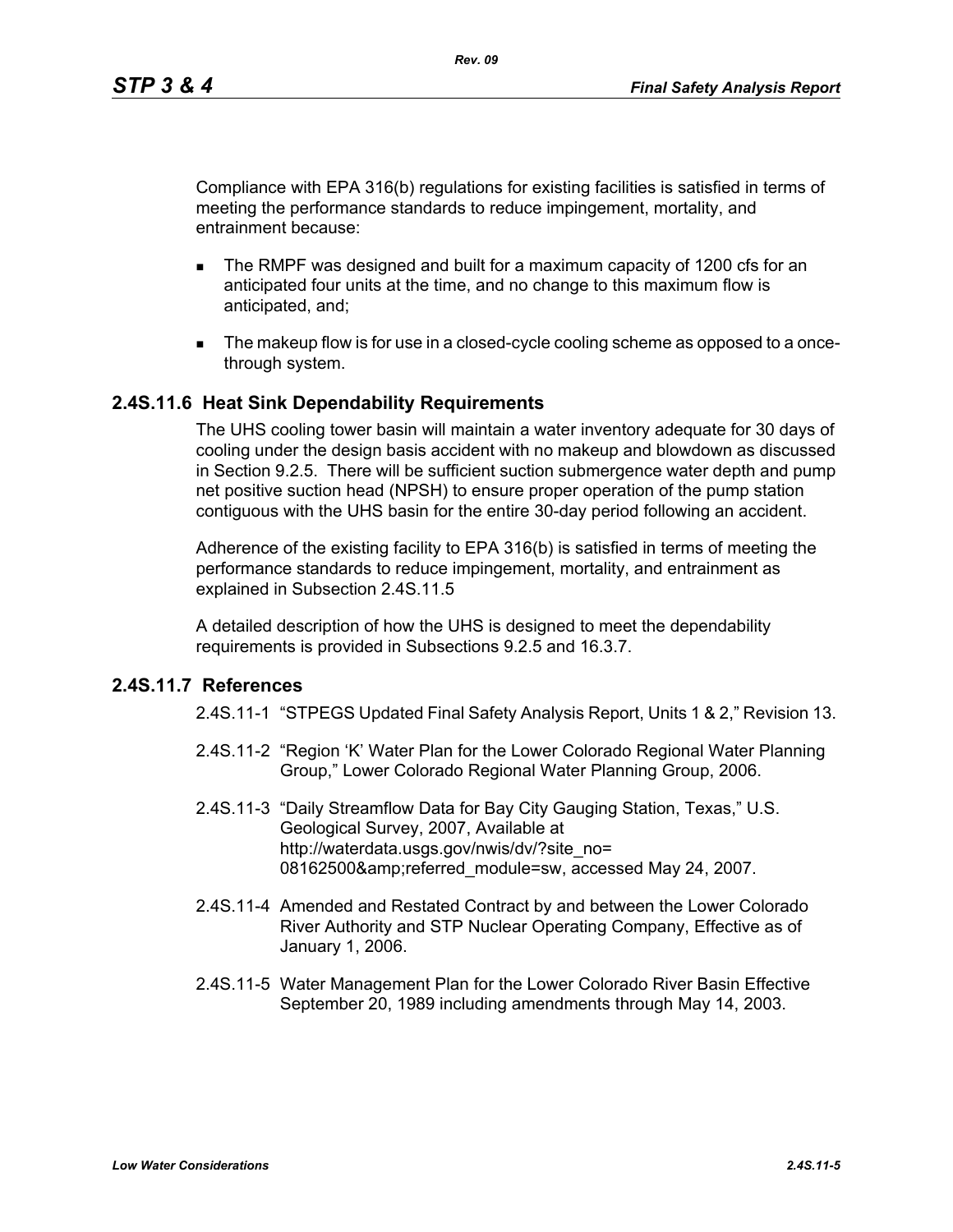Compliance with EPA 316(b) regulations for existing facilities is satisfied in terms of meeting the performance standards to reduce impingement, mortality, and entrainment because:

- The RMPF was designed and built for a maximum capacity of 1200 cfs for an anticipated four units at the time, and no change to this maximum flow is anticipated, and;
- The makeup flow is for use in a closed-cycle cooling scheme as opposed to a once-through system.

## 2.4S.11.6 Heat Sink Dependability Requirements

The UHS cooling tower basin will maintain a water inventory adequate for 30 days of cooling under the design basis accident with no makeup and blowdown as discussed in Section 9.2.5. There will be sufficient suction submergence water depth and pump net positive suction head (NPSH) to ensure proper operation of the pump station contiguous with the UHS basin for the entire 30-day period following an accident.

Adherence of the existing facility to EPA 316(b) is satisfied in terms of meeting the performance standards to reduce impingement, mortality, and entrainment as explained in Subsection 2.4S.11.5

A detailed description of how the UHS is designed to meet the dependability requirements is provided in Subsections 9.2.5 and 16.3.7.

## 2.4S.11.7 References

2.4S.11-1 "STPEGS Updated Final Safety Analysis Report, Units 1 & 2," Revision 13.

2.4S.11-2 "Region 'K' Water Plan for the Lower Colorado Regional Water Planning Group," Lower Colorado Regional Water Planning Group, 2006.

2.4S.11-3 "Daily Streamflow Data for Bay City Gauging Station, Texas," U.S. Geological Survey, 2007, Available at http://waterdata.usgs.gov/nwis/dv/?site_no=08162500&amp;referred_module=sw, accessed May 24, 2007.

2.4S.11-4 Amended and Restated Contract by and between the Lower Colorado River Authority and STP Nuclear Operating Company, Effective as of January 1, 2006.

2.4S.11-5 Water Management Plan for the Lower Colorado River Basin Effective September 20, 1989 including amendments through May 14, 2003.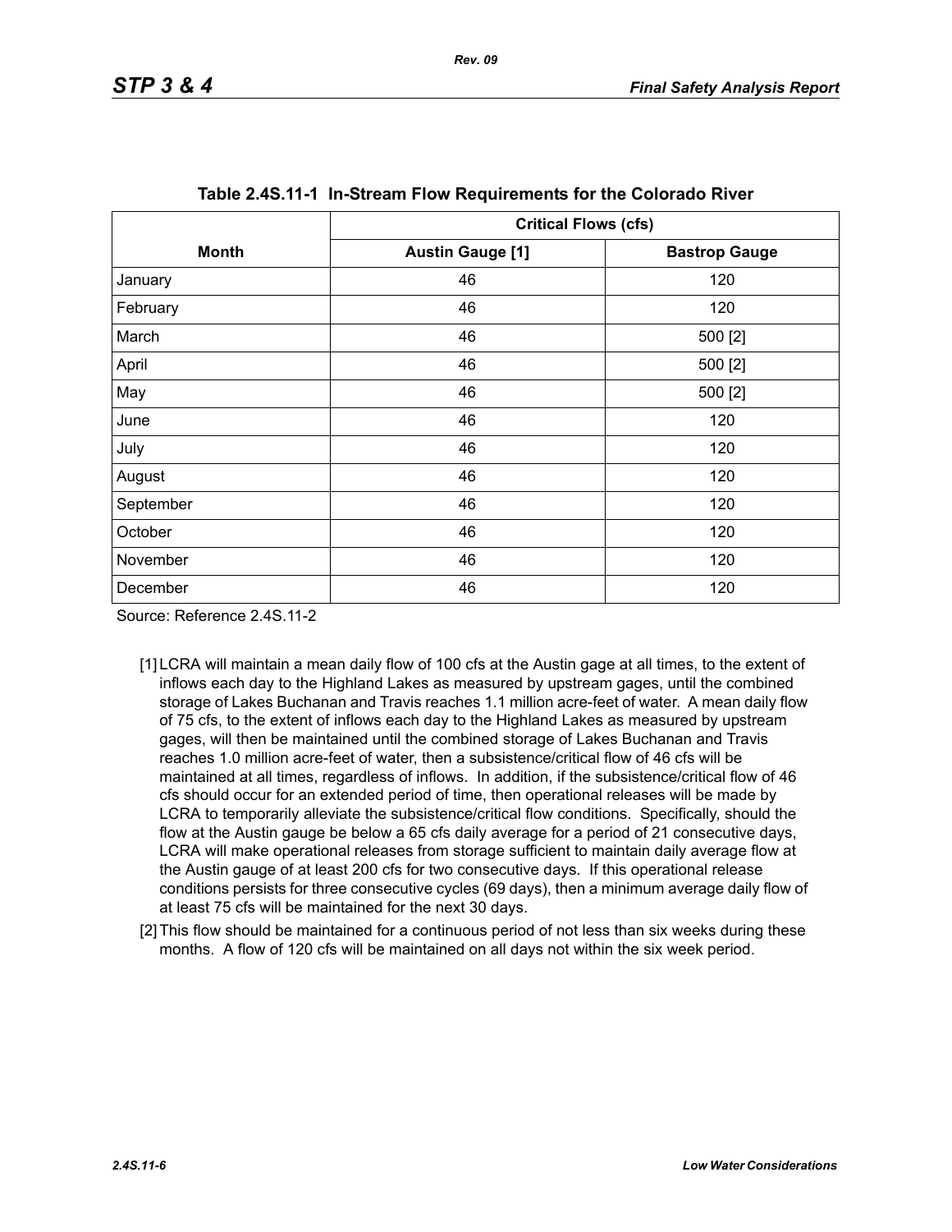**Table 2.4S.11-1 In-Stream Flow Requirements for the Colorado River**

| Month | Critical Flows (cfs) | |
|---|---|---|
| | Austin Gauge [1] | Bastrop Gauge |
| January | 46 | 120 |
| February | 46 | 120 |
| March | 46 | 500 [2] |
| April | 46 | 500 [2] |
| May | 46 | 500 [2] |
| June | 46 | 120 |
| July | 46 | 120 |
| August | 46 | 120 |
| September | 46 | 120 |
| October | 46 | 120 |
| November | 46 | 120 |
| December | 46 | 120 |

Source: Reference 2.4S.11-2

[1] LCRA will maintain a mean daily flow of 100 cfs at the Austin gage at all times, to the extent of inflows each day to the Highland Lakes as measured by upstream gages, until the combined storage of Lakes Buchanan and Travis reaches 1.1 million acre-feet of water. A mean daily flow of 75 cfs, to the extent of inflows each day to the Highland Lakes as measured by upstream gages, will then be maintained until the combined storage of Lakes Buchanan and Travis reaches 1.0 million acre-feet of water, then a subsistence/critical flow of 46 cfs will be maintained at all times, regardless of inflows. In addition, if the subsistence/critical flow of 46 cfs should occur for an extended period of time, then operational releases will be made by LCRA to temporarily alleviate the subsistence/critical flow conditions. Specifically, should the flow at the Austin gauge be below a 65 cfs daily average for a period of 21 consecutive days, LCRA will make operational releases from storage sufficient to maintain daily average flow at the Austin gauge of at least 200 cfs for two consecutive days. If this operational release conditions persists for three consecutive cycles (69 days), then a minimum average daily flow of at least 75 cfs will be maintained for the next 30 days.

[2] This flow should be maintained for a continuous period of not less than six weeks during these months. A flow of 120 cfs will be maintained on all days not within the six week period.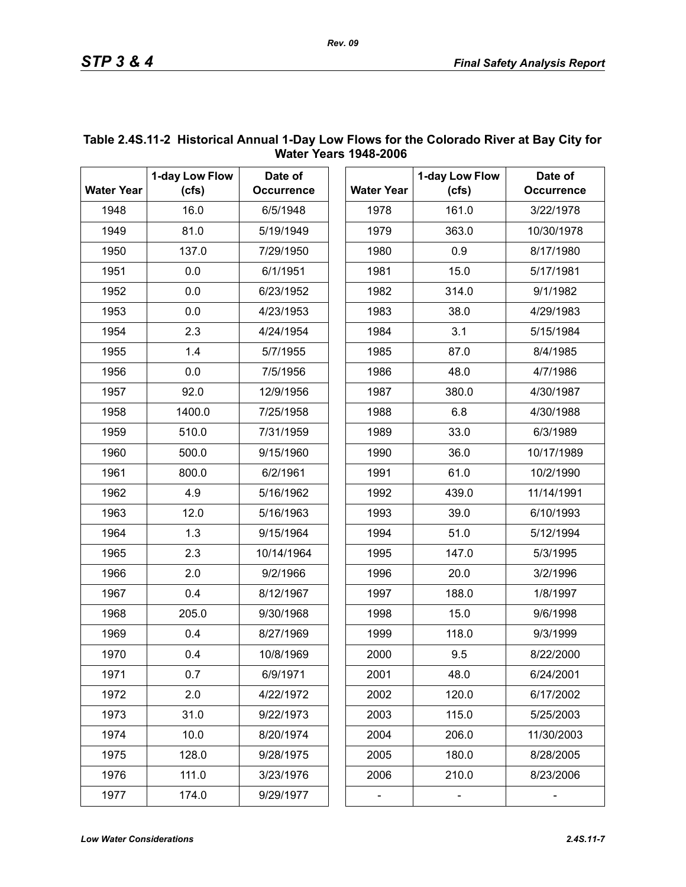**Table 2.4S.11-2 Historical Annual 1-Day Low Flows for the Colorado River at Bay City for Water Years 1948-2006**

| Water Year | 1-day Low Flow (cfs) | Date of Occurrence | Water Year | 1-day Low Flow (cfs) | Date of Occurrence |
|---|---|---|---|---|---|
| 1948 | 16.0 | 6/5/1948 | 1978 | 161.0 | 3/22/1978 |
| 1949 | 81.0 | 5/19/1949 | 1979 | 363.0 | 10/30/1978 |
| 1950 | 137.0 | 7/29/1950 | 1980 | 0.9 | 8/17/1980 |
| 1951 | 0.0 | 6/1/1951 | 1981 | 15.0 | 5/17/1981 |
| 1952 | 0.0 | 6/23/1952 | 1982 | 314.0 | 9/1/1982 |
| 1953 | 0.0 | 4/23/1953 | 1983 | 38.0 | 4/29/1983 |
| 1954 | 2.3 | 4/24/1954 | 1984 | 3.1 | 5/15/1984 |
| 1955 | 1.4 | 5/7/1955 | 1985 | 87.0 | 8/4/1985 |
| 1956 | 0.0 | 7/5/1956 | 1986 | 48.0 | 4/7/1986 |
| 1957 | 92.0 | 12/9/1956 | 1987 | 380.0 | 4/30/1987 |
| 1958 | 1400.0 | 7/25/1958 | 1988 | 6.8 | 4/30/1988 |
| 1959 | 510.0 | 7/31/1959 | 1989 | 33.0 | 6/3/1989 |
| 1960 | 500.0 | 9/15/1960 | 1990 | 36.0 | 10/17/1989 |
| 1961 | 800.0 | 6/2/1961 | 1991 | 61.0 | 10/2/1990 |
| 1962 | 4.9 | 5/16/1962 | 1992 | 439.0 | 11/14/1991 |
| 1963 | 12.0 | 5/16/1963 | 1993 | 39.0 | 6/10/1993 |
| 1964 | 1.3 | 9/15/1964 | 1994 | 51.0 | 5/12/1994 |
| 1965 | 2.3 | 10/14/1964 | 1995 | 147.0 | 5/3/1995 |
| 1966 | 2.0 | 9/2/1966 | 1996 | 20.0 | 3/2/1996 |
| 1967 | 0.4 | 8/12/1967 | 1997 | 188.0 | 1/8/1997 |
| 1968 | 205.0 | 9/30/1968 | 1998 | 15.0 | 9/6/1998 |
| 1969 | 0.4 | 8/27/1969 | 1999 | 118.0 | 9/3/1999 |
| 1970 | 0.4 | 10/8/1969 | 2000 | 9.5 | 8/22/2000 |
| 1971 | 0.7 | 6/9/1971 | 2001 | 48.0 | 6/24/2001 |
| 1972 | 2.0 | 4/22/1972 | 2002 | 120.0 | 6/17/2002 |
| 1973 | 31.0 | 9/22/1973 | 2003 | 115.0 | 5/25/2003 |
| 1974 | 10.0 | 8/20/1974 | 2004 | 206.0 | 11/30/2003 |
| 1975 | 128.0 | 9/28/1975 | 2005 | 180.0 | 8/28/2005 |
| 1976 | 111.0 | 3/23/1976 | 2006 | 210.0 | 8/23/2006 |
| 1977 | 174.0 | 9/29/1977 | - | - | - |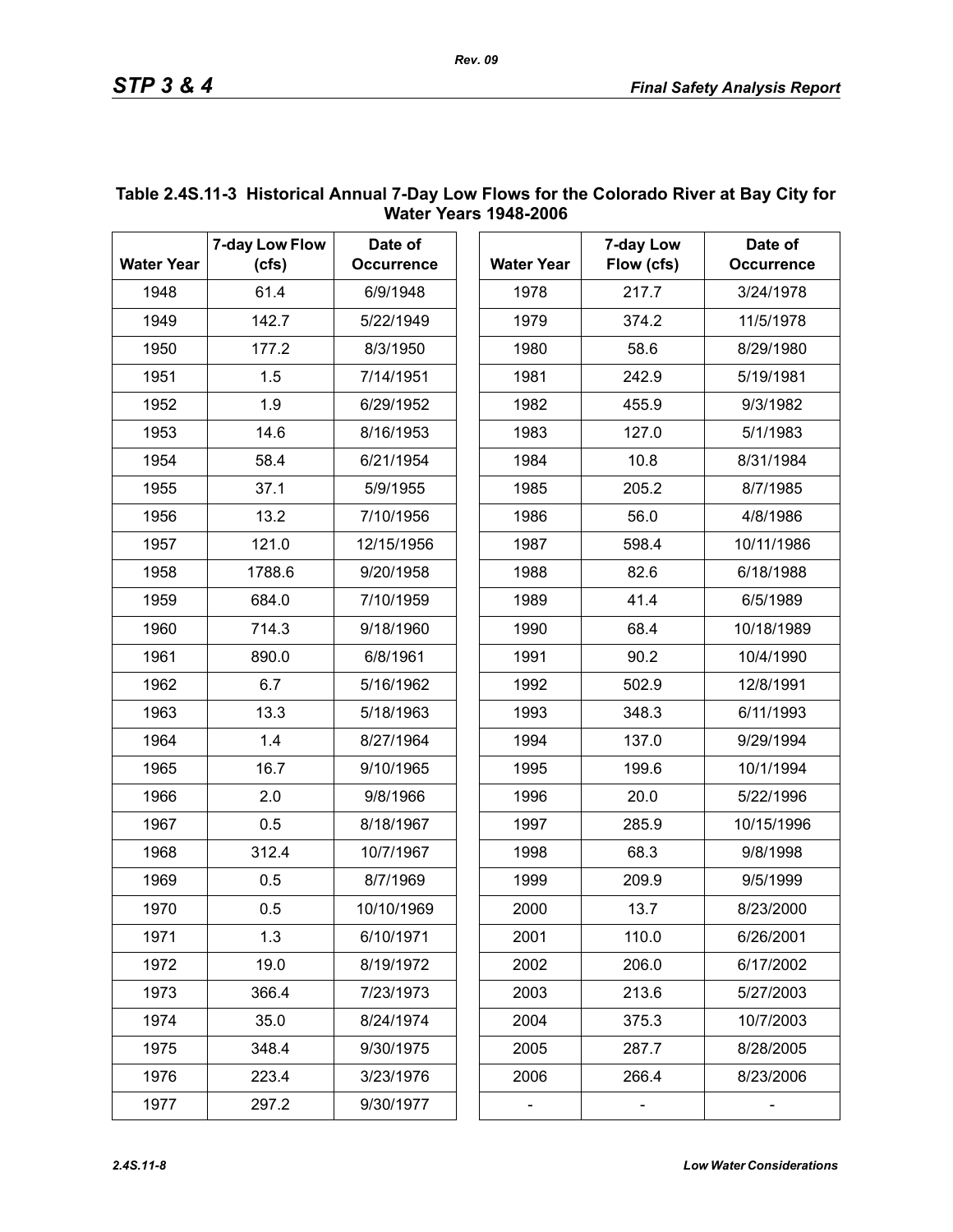**Table 2.4S.11-3 Historical Annual 7-Day Low Flows for the Colorado River at Bay City for Water Years 1948-2006**

| Water Year | 7-day Low Flow (cfs) | Date of Occurrence | Water Year | 7-day Low Flow (cfs) | Date of Occurrence |
|---|---|---|---|---|---|
| 1948 | 61.4 | 6/9/1948 | 1978 | 217.7 | 3/24/1978 |
| 1949 | 142.7 | 5/22/1949 | 1979 | 374.2 | 11/5/1978 |
| 1950 | 177.2 | 8/3/1950 | 1980 | 58.6 | 8/29/1980 |
| 1951 | 1.5 | 7/14/1951 | 1981 | 242.9 | 5/19/1981 |
| 1952 | 1.9 | 6/29/1952 | 1982 | 455.9 | 9/3/1982 |
| 1953 | 14.6 | 8/16/1953 | 1983 | 127.0 | 5/1/1983 |
| 1954 | 58.4 | 6/21/1954 | 1984 | 10.8 | 8/31/1984 |
| 1955 | 37.1 | 5/9/1955 | 1985 | 205.2 | 8/7/1985 |
| 1956 | 13.2 | 7/10/1956 | 1986 | 56.0 | 4/8/1986 |
| 1957 | 121.0 | 12/15/1956 | 1987 | 598.4 | 10/11/1986 |
| 1958 | 1788.6 | 9/20/1958 | 1988 | 82.6 | 6/18/1988 |
| 1959 | 684.0 | 7/10/1959 | 1989 | 41.4 | 6/5/1989 |
| 1960 | 714.3 | 9/18/1960 | 1990 | 68.4 | 10/18/1989 |
| 1961 | 890.0 | 6/8/1961 | 1991 | 90.2 | 10/4/1990 |
| 1962 | 6.7 | 5/16/1962 | 1992 | 502.9 | 12/8/1991 |
| 1963 | 13.3 | 5/18/1963 | 1993 | 348.3 | 6/11/1993 |
| 1964 | 1.4 | 8/27/1964 | 1994 | 137.0 | 9/29/1994 |
| 1965 | 16.7 | 9/10/1965 | 1995 | 199.6 | 10/1/1994 |
| 1966 | 2.0 | 9/8/1966 | 1996 | 20.0 | 5/22/1996 |
| 1967 | 0.5 | 8/18/1967 | 1997 | 285.9 | 10/15/1996 |
| 1968 | 312.4 | 10/7/1967 | 1998 | 68.3 | 9/8/1998 |
| 1969 | 0.5 | 8/7/1969 | 1999 | 209.9 | 9/5/1999 |
| 1970 | 0.5 | 10/10/1969 | 2000 | 13.7 | 8/23/2000 |
| 1971 | 1.3 | 6/10/1971 | 2001 | 110.0 | 6/26/2001 |
| 1972 | 19.0 | 8/19/1972 | 2002 | 206.0 | 6/17/2002 |
| 1973 | 366.4 | 7/23/1973 | 2003 | 213.6 | 5/27/2003 |
| 1974 | 35.0 | 8/24/1974 | 2004 | 375.3 | 10/7/2003 |
| 1975 | 348.4 | 9/30/1975 | 2005 | 287.7 | 8/28/2005 |
| 1976 | 223.4 | 3/23/1976 | 2006 | 266.4 | 8/23/2006 |
| 1977 | 297.2 | 9/30/1977 | - | - | - |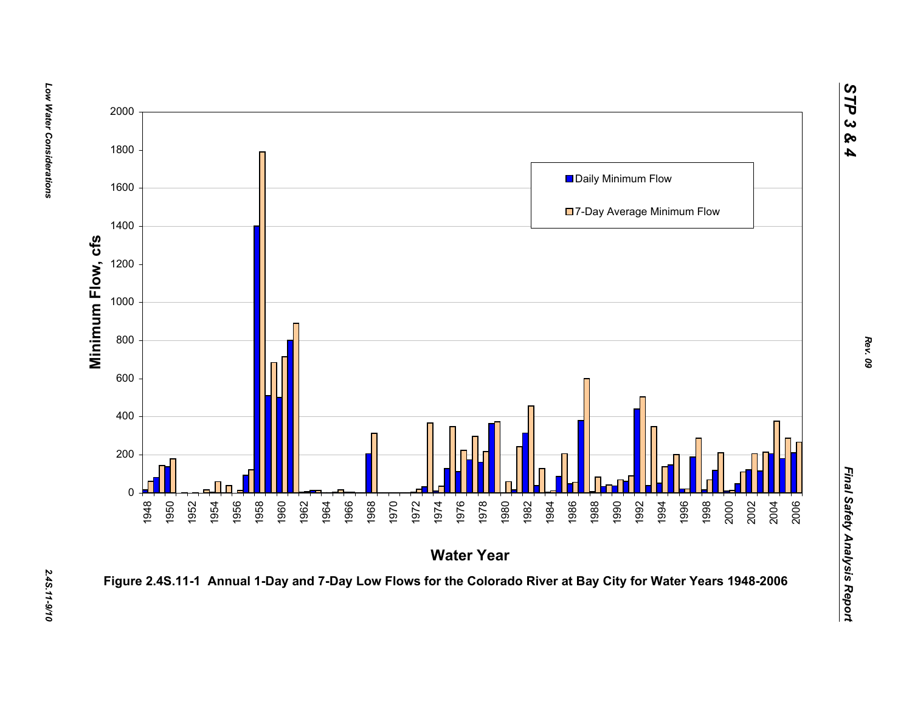2000
1800
1600
1400
1200
1000
800
600
400
200
0

Minimum Flow, cfs

Daily Minimum Flow

7-Day Average Minimum Flow

1948 1950 1952 1954 1956 1958 1960 1962 1964 1966 1968 1970 1972 1974 1976 1978 1980 1982 1984 1986 1988 1990 1992 1994 1996 1998 2000 2002 2004 2006

Water Year

**Figure 2.4S.11-1 Annual 1-Day and 7-Day Low Flows for the Colorado River at Bay City for Water Years 1948-2006**